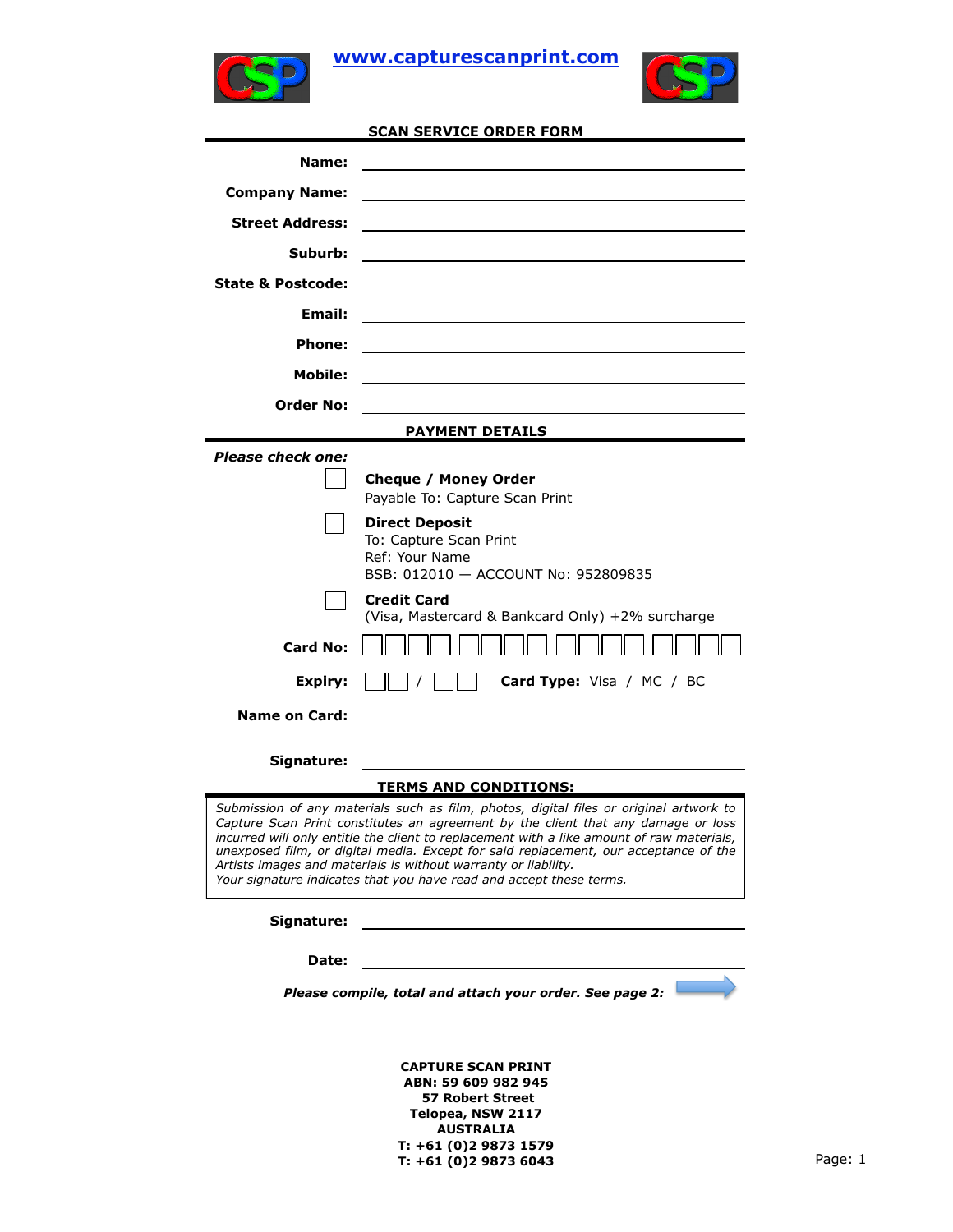www.capturescanprint.com

## SCAN SERVICE ORDER FORM

**Name:** ______________________________

**Company Name:** ______________________________

**Street Address:** ______________________________

**Suburb:** ______________________________

**State & Postcode:** ______________________________

**Email:** ______________________________

**Phone:** ______________________________

**Mobile:** ______________________________

**Order No:** ______________________________

## PAYMENT DETAILS

***Please check one:***

☐ **Cheque / Money Order**
Payable To: Capture Scan Print

☐ **Direct Deposit**
To: Capture Scan Print
Ref: Your Name
BSB: 012010 — ACCOUNT No: 952809835

☐ **Credit Card**
(Visa, Mastercard & Bankcard Only) +2% surcharge

**Card No:** ☐☐☐☐ ☐☐☐☐ ☐☐☐☐ ☐☐☐☐

**Expiry:** ☐☐ / ☐☐ **Card Type:** Visa / MC / BC

**Name on Card:** ______________________________

**Signature:** ______________________________

## TERMS AND CONDITIONS:

*Submission of any materials such as film, photos, digital files or original artwork to Capture Scan Print constitutes an agreement by the client that any damage or loss incurred will only entitle the client to replacement with a like amount of raw materials, unexposed film, or digital media. Except for said replacement, our acceptance of the Artists images and materials is without warranty or liability.*
*Your signature indicates that you have read and accept these terms.*

**Signature:** ______________________________

**Date:** ______________________________

***Please compile, total and attach your order. See page 2:***

**CAPTURE SCAN PRINT**
**ABN: 59 609 982 945**
**57 Robert Street**
**Telopea, NSW 2117**
**AUSTRALIA**
**T: +61 (0)2 9873 1579**
**T: +61 (0)2 9873 6043**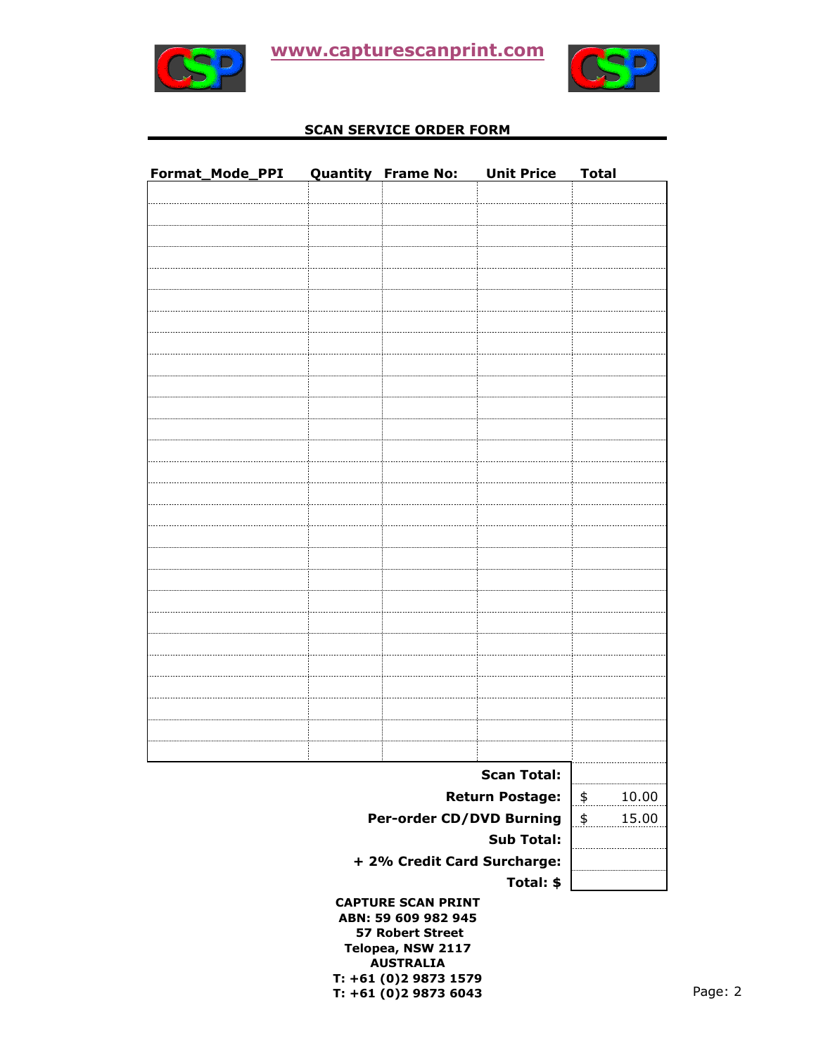www.capturescanprint.com

## SCAN SERVICE ORDER FORM

| Format_Mode_PPI | Quantity | Frame No: | Unit Price | Total |
|---|---|---|---|---|
| | | | | |
| | | | | |
| | | | | |
| | | | | |
| | | | | |
| | | | | |
| | | | | |
| | | | | |
| | | | | |
| | | | | |
| | | | | |
| | | | | |
| | | | | |
| | | | | |
| | | | | |
| | | | | |
| | | | | |
| | | | | |
| | | | | |
| | | | | |
| | | | | |
| | | | | |
| | | | | |
| | | | | |
| | | | | |
| | | | | |
| | | | | |

| | |
|---|---|
| **Scan Total:** | |
| **Return Postage:** | $ 10.00 |
| **Per-order CD/DVD Burning** | $ 15.00 |
| **Sub Total:** | |
| **+ 2% Credit Card Surcharge:** | |
| **Total: $** | |

**CAPTURE SCAN PRINT**
**ABN: 59 609 982 945**
**57 Robert Street**
**Telopea, NSW 2117**
**AUSTRALIA**
**T: +61 (0)2 9873 1579**
**T: +61 (0)2 9873 6043**